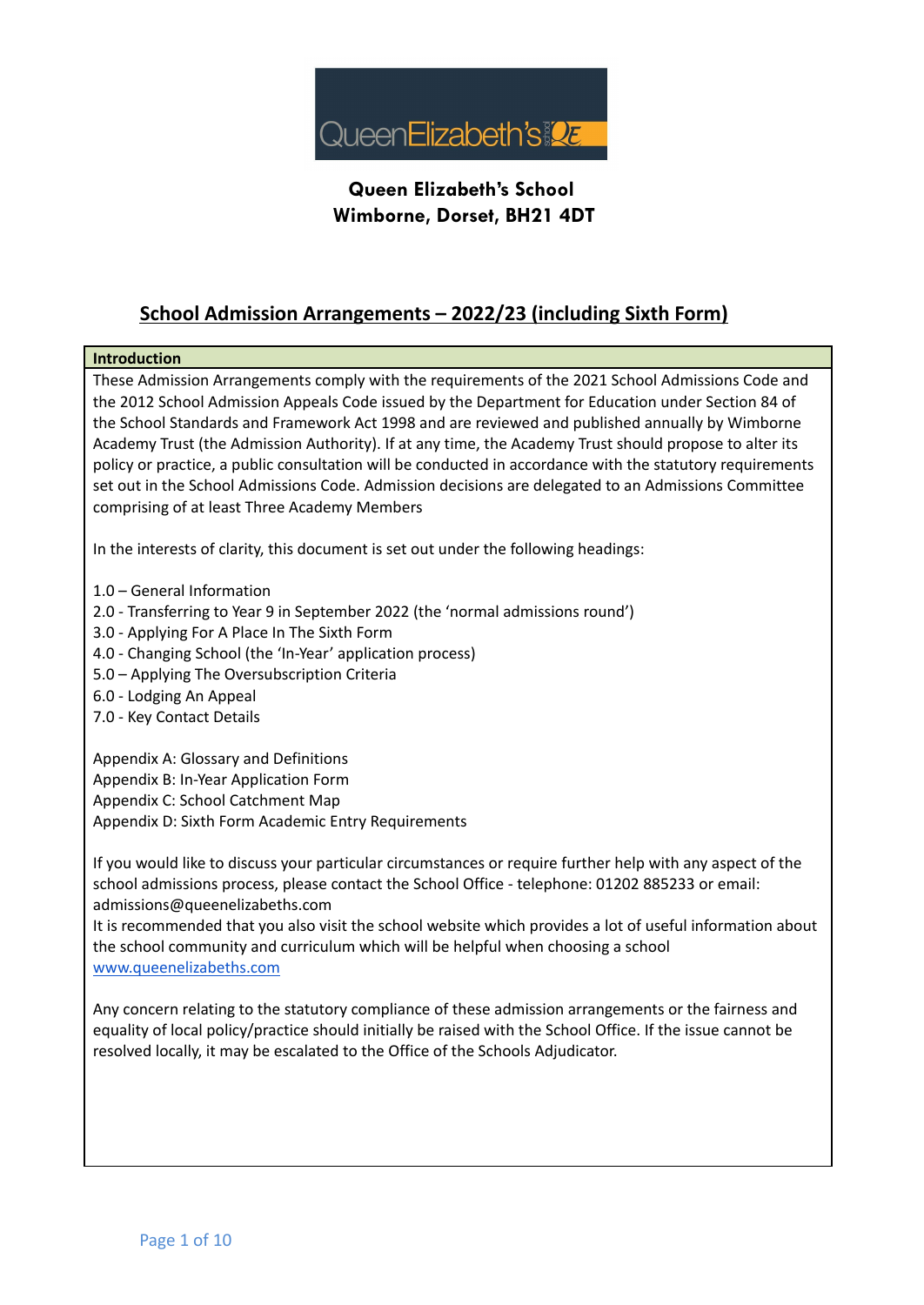**Queen Elizabeth's School**
**Wimborne, Dorset, BH21 4DT**

# School Admission Arrangements – 2022/23 (including Sixth Form)

## Introduction

These Admission Arrangements comply with the requirements of the 2021 School Admissions Code and the 2012 School Admission Appeals Code issued by the Department for Education under Section 84 of the School Standards and Framework Act 1998 and are reviewed and published annually by Wimborne Academy Trust (the Admission Authority). If at any time, the Academy Trust should propose to alter its policy or practice, a public consultation will be conducted in accordance with the statutory requirements set out in the School Admissions Code. Admission decisions are delegated to an Admissions Committee comprising of at least Three Academy Members

In the interests of clarity, this document is set out under the following headings:

1.0 – General Information
2.0 - Transferring to Year 9 in September 2022 (the 'normal admissions round')
3.0 - Applying For A Place In The Sixth Form
4.0 - Changing School (the 'In-Year' application process)
5.0 – Applying The Oversubscription Criteria
6.0 - Lodging An Appeal
7.0 - Key Contact Details

Appendix A: Glossary and Definitions
Appendix B: In-Year Application Form
Appendix C: School Catchment Map
Appendix D: Sixth Form Academic Entry Requirements

If you would like to discuss your particular circumstances or require further help with any aspect of the school admissions process, please contact the School Office - telephone: 01202 885233 or email: admissions@queenelizabeths.com
It is recommended that you also visit the school website which provides a lot of useful information about the school community and curriculum which will be helpful when choosing a school
www.queenelizabeths.com

Any concern relating to the statutory compliance of these admission arrangements or the fairness and equality of local policy/practice should initially be raised with the School Office. If the issue cannot be resolved locally, it may be escalated to the Office of the Schools Adjudicator.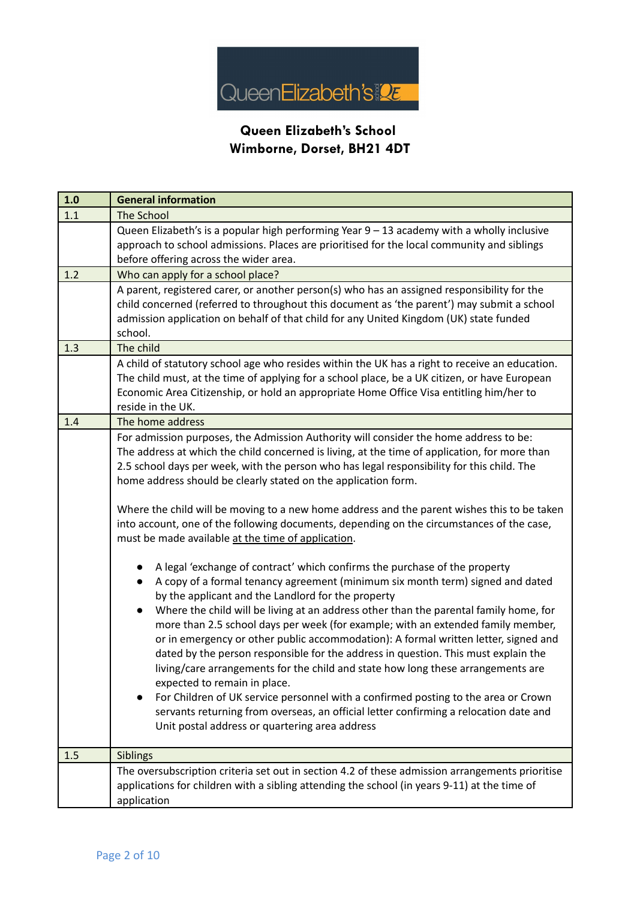**Queen Elizabeth's School**
**Wimborne, Dorset, BH21 4DT**

| **1.0** | **General information** |
|---|---|
| 1.1 | The School |
| | Queen Elizabeth's is a popular high performing Year 9 – 13 academy with a wholly inclusive approach to school admissions. Places are prioritised for the local community and siblings before offering across the wider area. |
| 1.2 | Who can apply for a school place? |
| | A parent, registered carer, or another person(s) who has an assigned responsibility for the child concerned (referred to throughout this document as 'the parent') may submit a school admission application on behalf of that child for any United Kingdom (UK) state funded school. |
| 1.3 | The child |
| | A child of statutory school age who resides within the UK has a right to receive an education. The child must, at the time of applying for a school place, be a UK citizen, or have European Economic Area Citizenship, or hold an appropriate Home Office Visa entitling him/her to reside in the UK. |
| 1.4 | The home address |
| | For admission purposes, the Admission Authority will consider the home address to be: The address at which the child concerned is living, at the time of application, for more than 2.5 school days per week, with the person who has legal responsibility for this child. The home address should be clearly stated on the application form.<br><br>Where the child will be moving to a new home address and the parent wishes this to be taken into account, one of the following documents, depending on the circumstances of the case, must be made available <u>at the time of application</u>.<br><br>• A legal 'exchange of contract' which confirms the purchase of the property<br>• A copy of a formal tenancy agreement (minimum six month term) signed and dated by the applicant and the Landlord for the property<br>• Where the child will be living at an address other than the parental family home, for more than 2.5 school days per week (for example; with an extended family member, or in emergency or other public accommodation): A formal written letter, signed and dated by the person responsible for the address in question. This must explain the living/care arrangements for the child and state how long these arrangements are expected to remain in place.<br>• For Children of UK service personnel with a confirmed posting to the area or Crown servants returning from overseas, an official letter confirming a relocation date and Unit postal address or quartering area address |
| 1.5 | Siblings |
| | The oversubscription criteria set out in section 4.2 of these admission arrangements prioritise applications for children with a sibling attending the school (in years 9-11) at the time of application |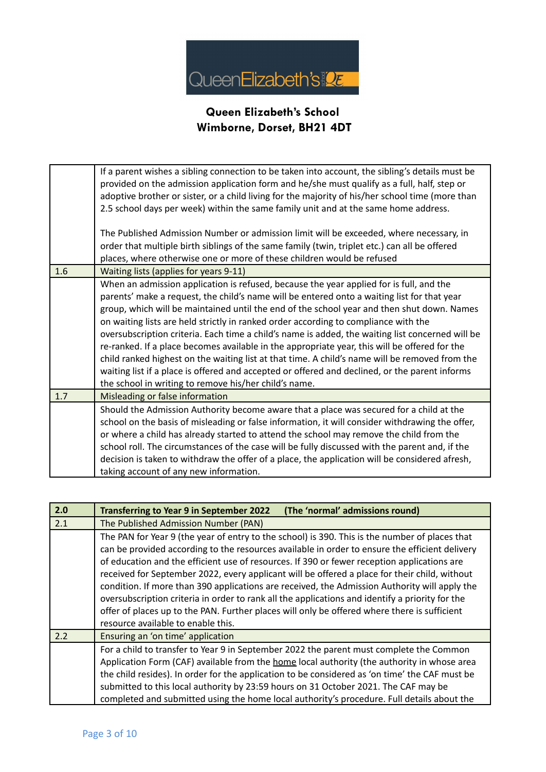**Queen Elizabeth's School**
**Wimborne, Dorset, BH21 4DT**

| | |
|---|---|
| | If a parent wishes a sibling connection to be taken into account, the sibling's details must be provided on the admission application form and he/she must qualify as a full, half, step or adoptive brother or sister, or a child living for the majority of his/her school time (more than 2.5 school days per week) within the same family unit and at the same home address.<br><br>The Published Admission Number or admission limit will be exceeded, where necessary, in order that multiple birth siblings of the same family (twin, triplet etc.) can all be offered places, where otherwise one or more of these children would be refused |
| 1.6 | Waiting lists (applies for years 9-11) |
| | When an admission application is refused, because the year applied for is full, and the parents' make a request, the child's name will be entered onto a waiting list for that year group, which will be maintained until the end of the school year and then shut down. Names on waiting lists are held strictly in ranked order according to compliance with the oversubscription criteria. Each time a child's name is added, the waiting list concerned will be re-ranked. If a place becomes available in the appropriate year, this will be offered for the child ranked highest on the waiting list at that time. A child's name will be removed from the waiting list if a place is offered and accepted or offered and declined, or the parent informs the school in writing to remove his/her child's name. |
| 1.7 | Misleading or false information |
| | Should the Admission Authority become aware that a place was secured for a child at the school on the basis of misleading or false information, it will consider withdrawing the offer, or where a child has already started to attend the school may remove the child from the school roll. The circumstances of the case will be fully discussed with the parent and, if the decision is taken to withdraw the offer of a place, the application will be considered afresh, taking account of any new information. |

| **2.0** | **Transferring to Year 9 in September 2022 (The 'normal' admissions round)** |
|---|---|
| 2.1 | The Published Admission Number (PAN) |
| | The PAN for Year 9 (the year of entry to the school) is 390. This is the number of places that can be provided according to the resources available in order to ensure the efficient delivery of education and the efficient use of resources. If 390 or fewer reception applications are received for September 2022, every applicant will be offered a place for their child, without condition. If more than 390 applications are received, the Admission Authority will apply the oversubscription criteria in order to rank all the applications and identify a priority for the offer of places up to the PAN. Further places will only be offered where there is sufficient resource available to enable this. |
| 2.2 | Ensuring an 'on time' application |
| | For a child to transfer to Year 9 in September 2022 the parent must complete the Common Application Form (CAF) available from the home local authority (the authority in whose area the child resides). In order for the application to be considered as 'on time' the CAF must be submitted to this local authority by 23:59 hours on 31 October 2021. The CAF may be completed and submitted using the home local authority's procedure. Full details about the |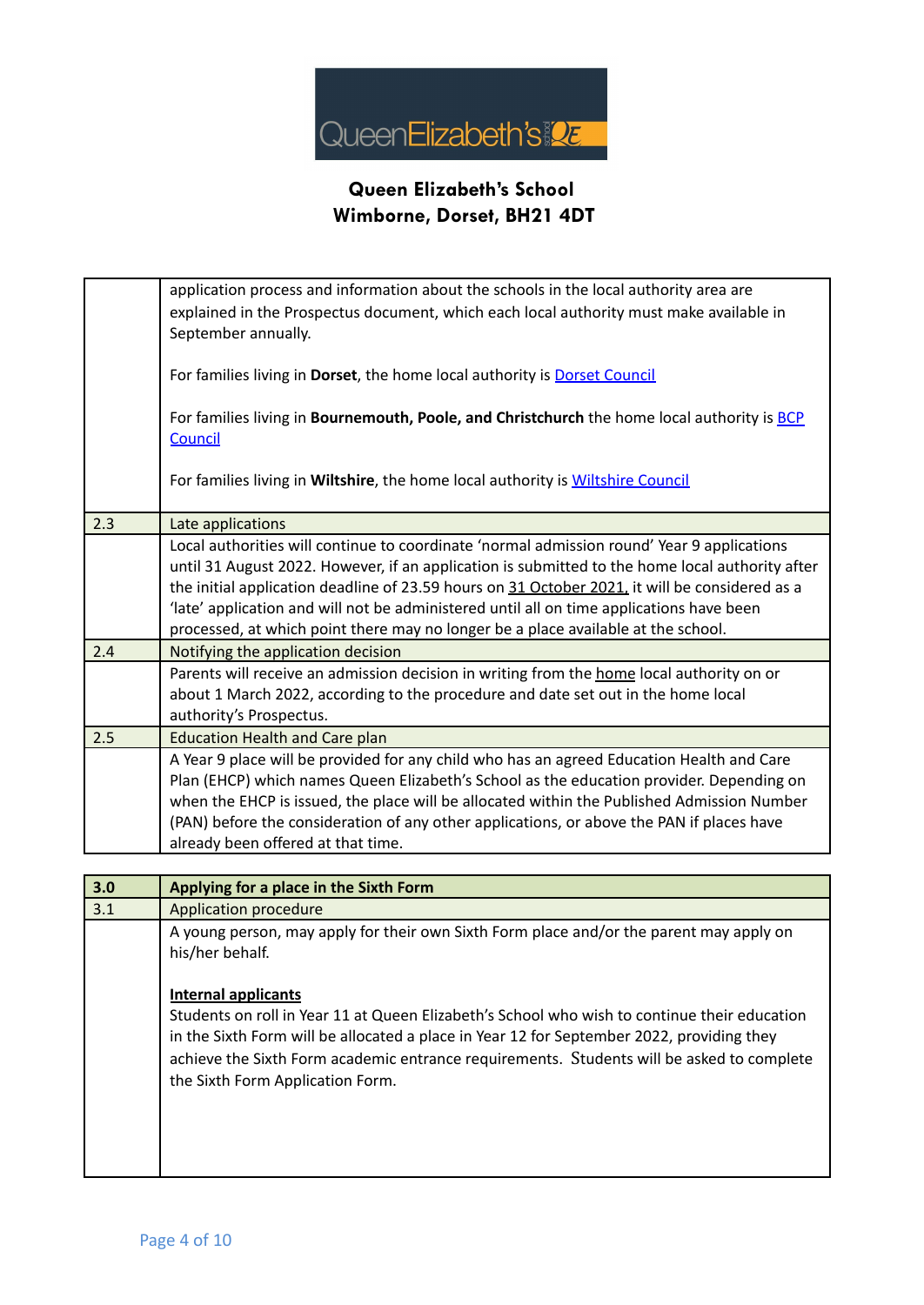**Queen Elizabeth's School**
**Wimborne, Dorset, BH21 4DT**

| | |
|---|---|
| | application process and information about the schools in the local authority area are explained in the Prospectus document, which each local authority must make available in September annually.<br><br>For families living in **Dorset**, the home local authority is Dorset Council<br><br>For families living in **Bournemouth, Poole, and Christchurch** the home local authority is BCP Council<br><br>For families living in **Wiltshire**, the home local authority is Wiltshire Council |
| 2.3 | Late applications |
| | Local authorities will continue to coordinate 'normal admission round' Year 9 applications until 31 August 2022. However, if an application is submitted to the home local authority after the initial application deadline of 23.59 hours on 31 October 2021, it will be considered as a 'late' application and will not be administered until all on time applications have been processed, at which point there may no longer be a place available at the school. |
| 2.4 | Notifying the application decision |
| | Parents will receive an admission decision in writing from the home local authority on or about 1 March 2022, according to the procedure and date set out in the home local authority's Prospectus. |
| 2.5 | Education Health and Care plan |
| | A Year 9 place will be provided for any child who has an agreed Education Health and Care Plan (EHCP) which names Queen Elizabeth's School as the education provider. Depending on when the EHCP is issued, the place will be allocated within the Published Admission Number (PAN) before the consideration of any other applications, or above the PAN if places have already been offered at that time. |

| **3.0** | **Applying for a place in the Sixth Form** |
|---|---|
| 3.1 | Application procedure |
| | A young person, may apply for their own Sixth Form place and/or the parent may apply on his/her behalf.<br><br>**Internal applicants**<br>Students on roll in Year 11 at Queen Elizabeth's School who wish to continue their education in the Sixth Form will be allocated a place in Year 12 for September 2022, providing they achieve the Sixth Form academic entrance requirements. Students will be asked to complete the Sixth Form Application Form. |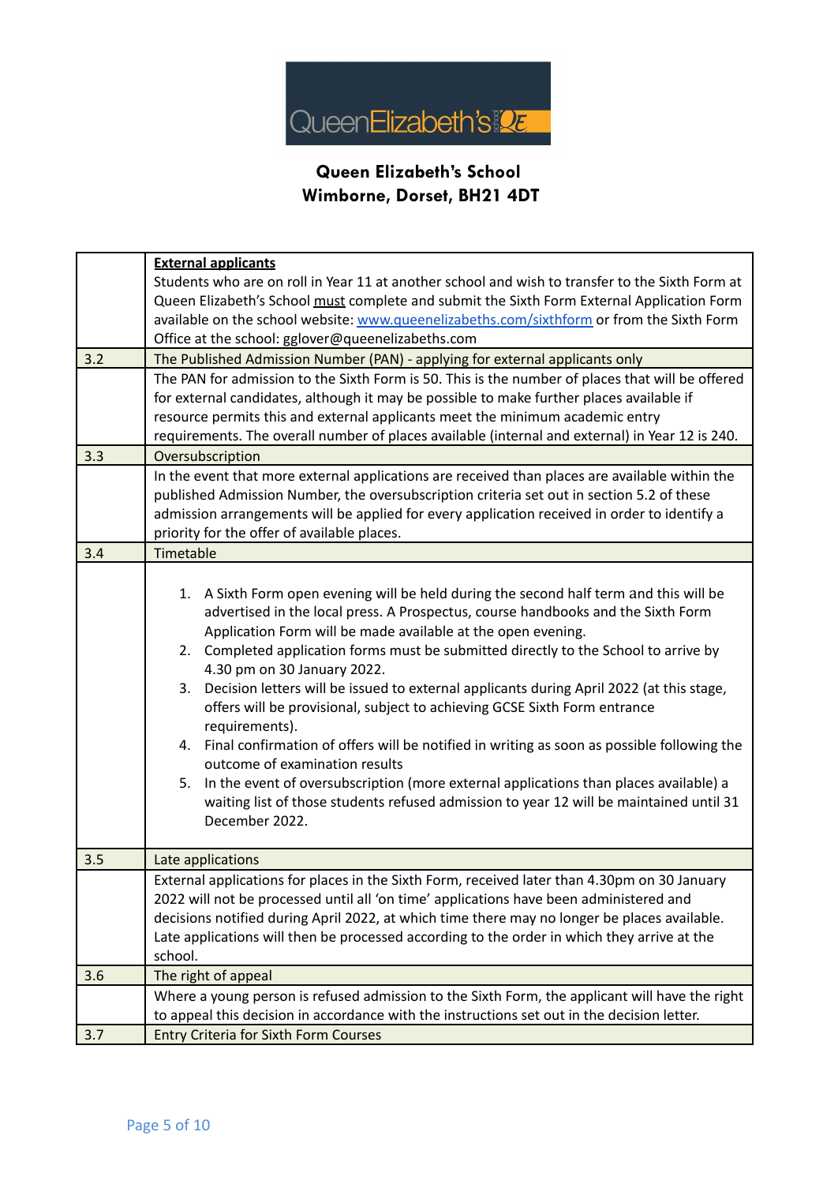**Queen Elizabeth's School**
**Wimborne, Dorset, BH21 4DT**

| | |
|---|---|
| | **External applicants**<br>Students who are on roll in Year 11 at another school and wish to transfer to the Sixth Form at Queen Elizabeth's School must complete and submit the Sixth Form External Application Form available on the school website: [www.queenelizabeths.com/sixthform](http://www.queenelizabeths.com/sixthform) or from the Sixth Form Office at the school: gglover@queenelizabeths.com |
| 3.2 | The Published Admission Number (PAN) - applying for external applicants only |
| | The PAN for admission to the Sixth Form is 50. This is the number of places that will be offered for external candidates, although it may be possible to make further places available if resource permits this and external applicants meet the minimum academic entry requirements. The overall number of places available (internal and external) in Year 12 is 240. |
| 3.3 | Oversubscription |
| | In the event that more external applications are received than places are available within the published Admission Number, the oversubscription criteria set out in section 5.2 of these admission arrangements will be applied for every application received in order to identify a priority for the offer of available places. |
| 3.4 | Timetable |
| | 1. A Sixth Form open evening will be held during the second half term and this will be advertised in the local press. A Prospectus, course handbooks and the Sixth Form Application Form will be made available at the open evening.<br>2. Completed application forms must be submitted directly to the School to arrive by 4.30 pm on 30 January 2022.<br>3. Decision letters will be issued to external applicants during April 2022 (at this stage, offers will be provisional, subject to achieving GCSE Sixth Form entrance requirements).<br>4. Final confirmation of offers will be notified in writing as soon as possible following the outcome of examination results<br>5. In the event of oversubscription (more external applications than places available) a waiting list of those students refused admission to year 12 will be maintained until 31 December 2022. |
| 3.5 | Late applications |
| | External applications for places in the Sixth Form, received later than 4.30pm on 30 January 2022 will not be processed until all 'on time' applications have been administered and decisions notified during April 2022, at which time there may no longer be places available. Late applications will then be processed according to the order in which they arrive at the school. |
| 3.6 | The right of appeal |
| | Where a young person is refused admission to the Sixth Form, the applicant will have the right to appeal this decision in accordance with the instructions set out in the decision letter. |
| 3.7 | Entry Criteria for Sixth Form Courses |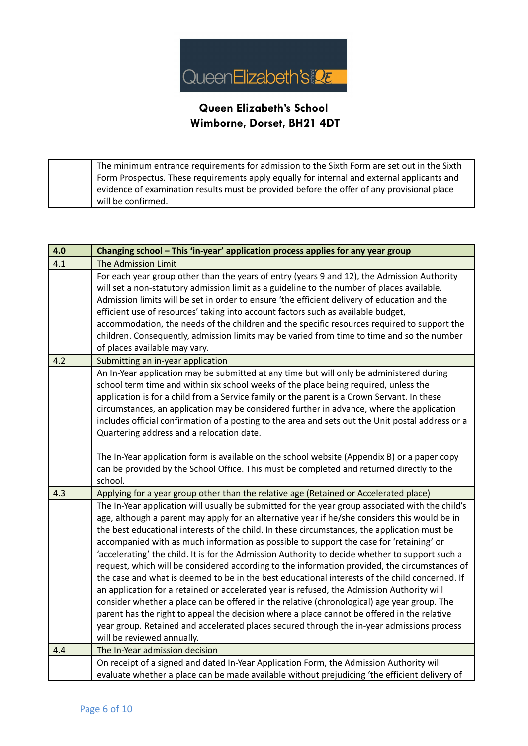**Queen Elizabeth's School**
**Wimborne, Dorset, BH21 4DT**

| | |
|---|---|
| | The minimum entrance requirements for admission to the Sixth Form are set out in the Sixth Form Prospectus. These requirements apply equally for internal and external applicants and evidence of examination results must be provided before the offer of any provisional place will be confirmed. |

| 4.0 | Changing school – This 'in-year' application process applies for any year group |
|---|---|
| 4.1 | The Admission Limit |
| | For each year group other than the years of entry (years 9 and 12), the Admission Authority will set a non-statutory admission limit as a guideline to the number of places available. Admission limits will be set in order to ensure 'the efficient delivery of education and the efficient use of resources' taking into account factors such as available budget, accommodation, the needs of the children and the specific resources required to support the children. Consequently, admission limits may be varied from time to time and so the number of places available may vary. |
| 4.2 | Submitting an in-year application |
| | An In-Year application may be submitted at any time but will only be administered during school term time and within six school weeks of the place being required, unless the application is for a child from a Service family or the parent is a Crown Servant. In these circumstances, an application may be considered further in advance, where the application includes official confirmation of a posting to the area and sets out the Unit postal address or a Quartering address and a relocation date.<br><br>The In-Year application form is available on the school website (Appendix B) or a paper copy can be provided by the School Office. This must be completed and returned directly to the school. |
| 4.3 | Applying for a year group other than the relative age (Retained or Accelerated place) |
| | The In-Year application will usually be submitted for the year group associated with the child's age, although a parent may apply for an alternative year if he/she considers this would be in the best educational interests of the child. In these circumstances, the application must be accompanied with as much information as possible to support the case for 'retaining' or 'accelerating' the child. It is for the Admission Authority to decide whether to support such a request, which will be considered according to the information provided, the circumstances of the case and what is deemed to be in the best educational interests of the child concerned. If an application for a retained or accelerated year is refused, the Admission Authority will consider whether a place can be offered in the relative (chronological) age year group. The parent has the right to appeal the decision where a place cannot be offered in the relative year group. Retained and accelerated places secured through the in-year admissions process will be reviewed annually. |
| 4.4 | The In-Year admission decision |
| | On receipt of a signed and dated In-Year Application Form, the Admission Authority will evaluate whether a place can be made available without prejudicing 'the efficient delivery of |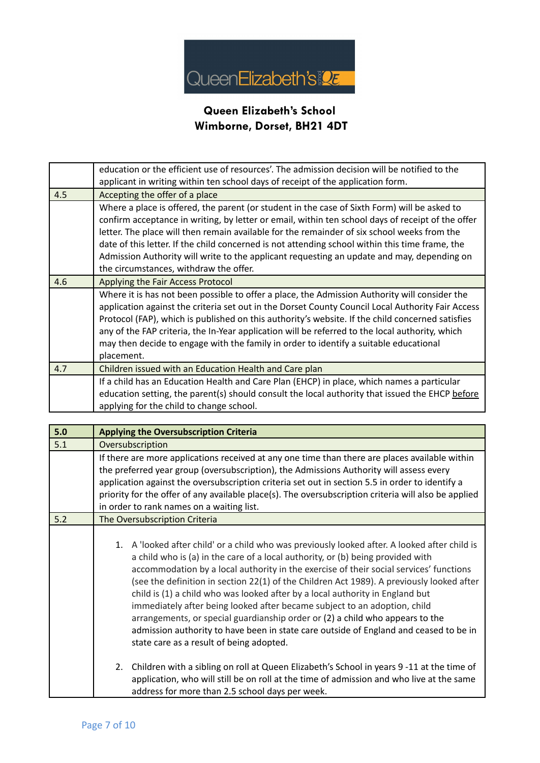**Queen Elizabeth's School**
**Wimborne, Dorset, BH21 4DT**

| | |
|---|---|
| | education or the efficient use of resources'. The admission decision will be notified to the applicant in writing within ten school days of receipt of the application form. |
| 4.5 | Accepting the offer of a place |
| | Where a place is offered, the parent (or student in the case of Sixth Form) will be asked to confirm acceptance in writing, by letter or email, within ten school days of receipt of the offer letter. The place will then remain available for the remainder of six school weeks from the date of this letter. If the child concerned is not attending school within this time frame, the Admission Authority will write to the applicant requesting an update and may, depending on the circumstances, withdraw the offer. |
| 4.6 | Applying the Fair Access Protocol |
| | Where it is has not been possible to offer a place, the Admission Authority will consider the application against the criteria set out in the Dorset County Council Local Authority Fair Access Protocol (FAP), which is published on this authority's website. If the child concerned satisfies any of the FAP criteria, the In-Year application will be referred to the local authority, which may then decide to engage with the family in order to identify a suitable educational placement. |
| 4.7 | Children issued with an Education Health and Care plan |
| | If a child has an Education Health and Care Plan (EHCP) in place, which names a particular education setting, the parent(s) should consult the local authority that issued the EHCP before applying for the child to change school. |

| **5.0** | **Applying the Oversubscription Criteria** |
|---|---|
| 5.1 | Oversubscription |
| | If there are more applications received at any one time than there are places available within the preferred year group (oversubscription), the Admissions Authority will assess every application against the oversubscription criteria set out in section 5.5 in order to identify a priority for the offer of any available place(s). The oversubscription criteria will also be applied in order to rank names on a waiting list. |
| 5.2 | The Oversubscription Criteria |
| | 1. A 'looked after child' or a child who was previously looked after. A looked after child is a child who is (a) in the care of a local authority, or (b) being provided with accommodation by a local authority in the exercise of their social services' functions (see the definition in section 22(1) of the Children Act 1989). A previously looked after child is (1) a child who was looked after by a local authority in England but immediately after being looked after became subject to an adoption, child arrangements, or special guardianship order or (2) a child who appears to the admission authority to have been in state care outside of England and ceased to be in state care as a result of being adopted.<br><br>2. Children with a sibling on roll at Queen Elizabeth's School in years 9 -11 at the time of application, who will still be on roll at the time of admission and who live at the same address for more than 2.5 school days per week. |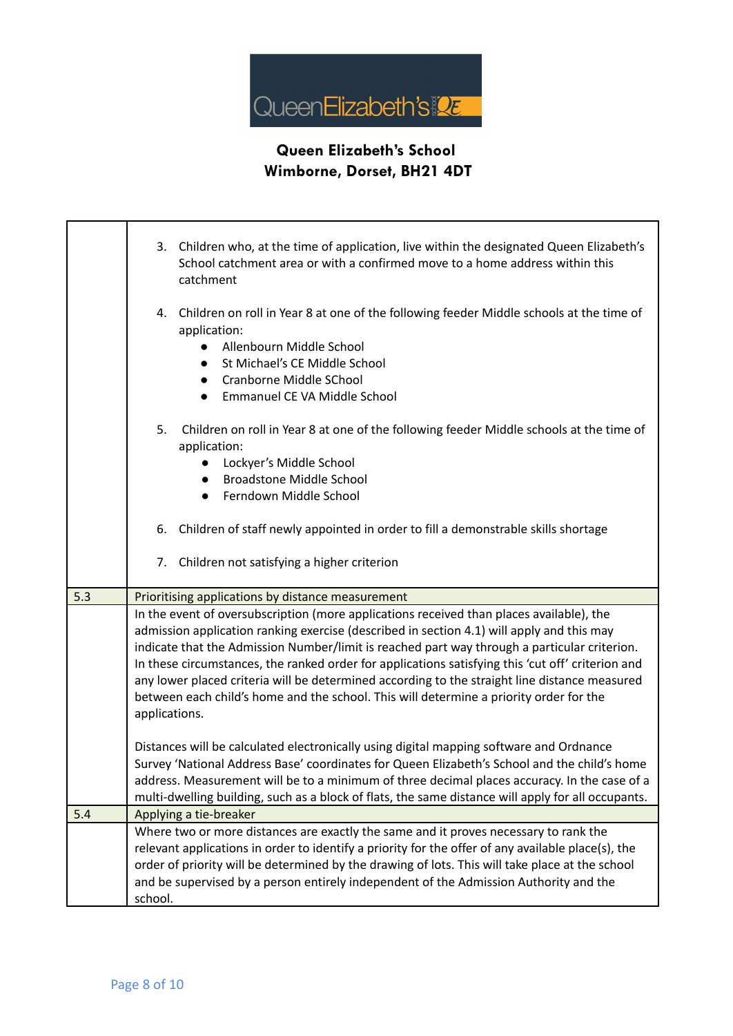**Queen Elizabeth's School**
**Wimborne, Dorset, BH21 4DT**

| | |
|---|---|
| | 3. Children who, at the time of application, live within the designated Queen Elizabeth's School catchment area or with a confirmed move to a home address within this catchment<br><br>4. Children on roll in Year 8 at one of the following feeder Middle schools at the time of application:<br>• Allenbourn Middle School<br>• St Michael's CE Middle School<br>• Cranborne Middle SChool<br>• Emmanuel CE VA Middle School<br><br>5. Children on roll in Year 8 at one of the following feeder Middle schools at the time of application:<br>• Lockyer's Middle School<br>• Broadstone Middle School<br>• Ferndown Middle School<br><br>6. Children of staff newly appointed in order to fill a demonstrable skills shortage<br><br>7. Children not satisfying a higher criterion |
| 5.3 | Prioritising applications by distance measurement |
| | In the event of oversubscription (more applications received than places available), the admission application ranking exercise (described in section 4.1) will apply and this may indicate that the Admission Number/limit is reached part way through a particular criterion. In these circumstances, the ranked order for applications satisfying this 'cut off' criterion and any lower placed criteria will be determined according to the straight line distance measured between each child's home and the school. This will determine a priority order for the applications.<br><br>Distances will be calculated electronically using digital mapping software and Ordnance Survey 'National Address Base' coordinates for Queen Elizabeth's School and the child's home address. Measurement will be to a minimum of three decimal places accuracy. In the case of a multi-dwelling building, such as a block of flats, the same distance will apply for all occupants. |
| 5.4 | Applying a tie-breaker |
| | Where two or more distances are exactly the same and it proves necessary to rank the relevant applications in order to identify a priority for the offer of any available place(s), the order of priority will be determined by the drawing of lots. This will take place at the school and be supervised by a person entirely independent of the Admission Authority and the school. |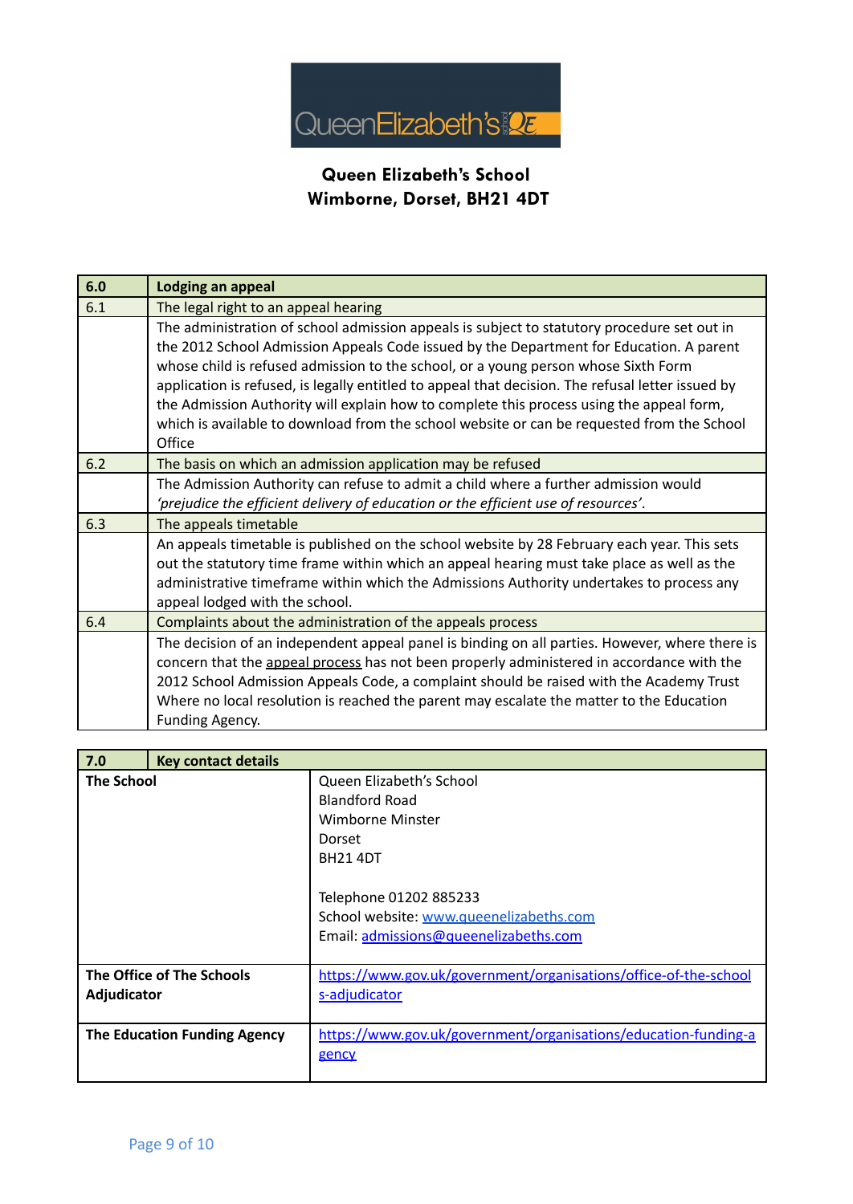**Queen Elizabeth's School**
**Wimborne, Dorset, BH21 4DT**

| 6.0 | Lodging an appeal |
|---|---|
| 6.1 | The legal right to an appeal hearing |
| | The administration of school admission appeals is subject to statutory procedure set out in the 2012 School Admission Appeals Code issued by the Department for Education. A parent whose child is refused admission to the school, or a young person whose Sixth Form application is refused, is legally entitled to appeal that decision. The refusal letter issued by the Admission Authority will explain how to complete this process using the appeal form, which is available to download from the school website or can be requested from the School Office |
| 6.2 | The basis on which an admission application may be refused |
| | The Admission Authority can refuse to admit a child where a further admission would *'prejudice the efficient delivery of education or the efficient use of resources'*. |
| 6.3 | The appeals timetable |
| | An appeals timetable is published on the school website by 28 February each year. This sets out the statutory time frame within which an appeal hearing must take place as well as the administrative timeframe within which the Admissions Authority undertakes to process any appeal lodged with the school. |
| 6.4 | Complaints about the administration of the appeals process |
| | The decision of an independent appeal panel is binding on all parties. However, where there is concern that the appeal process has not been properly administered in accordance with the 2012 School Admission Appeals Code, a complaint should be raised with the Academy Trust Where no local resolution is reached the parent may escalate the matter to the Education Funding Agency. |

| 7.0 Key contact details | |
|---|---|
| **The School** | Queen Elizabeth's School<br>Blandford Road<br>Wimborne Minster<br>Dorset<br>BH21 4DT<br><br>Telephone 01202 885233<br>School website: www.queenelizabeths.com<br>Email: admissions@queenelizabeths.com |
| **The Office of The Schools Adjudicator** | https://www.gov.uk/government/organisations/office-of-the-schools-adjudicator |
| **The Education Funding Agency** | https://www.gov.uk/government/organisations/education-funding-agency |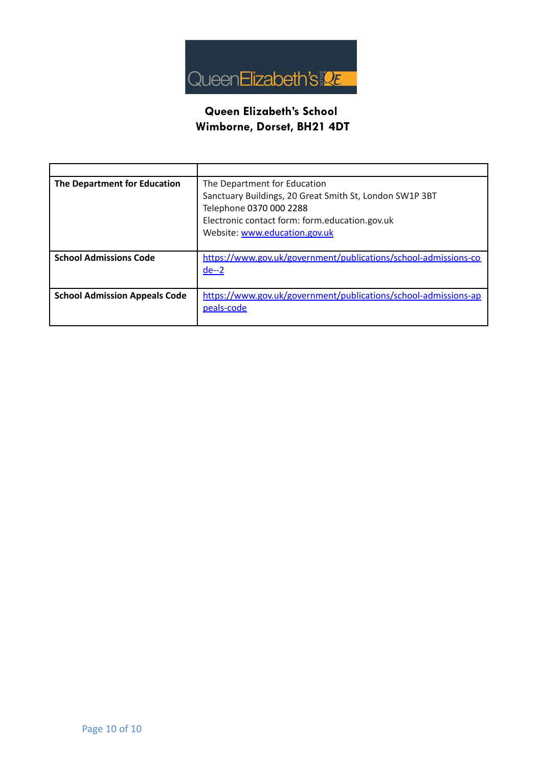**Queen Elizabeth's School**
**Wimborne, Dorset, BH21 4DT**

| | |
|---|---|
| **The Department for Education** | The Department for Education<br>Sanctuary Buildings, 20 Great Smith St, London SW1P 3BT<br>Telephone 0370 000 2288<br>Electronic contact form: form.education.gov.uk<br>Website: www.education.gov.uk |
| **School Admissions Code** | https://www.gov.uk/government/publications/school-admissions-code--2 |
| **School Admission Appeals Code** | https://www.gov.uk/government/publications/school-admissions-appeals-code |